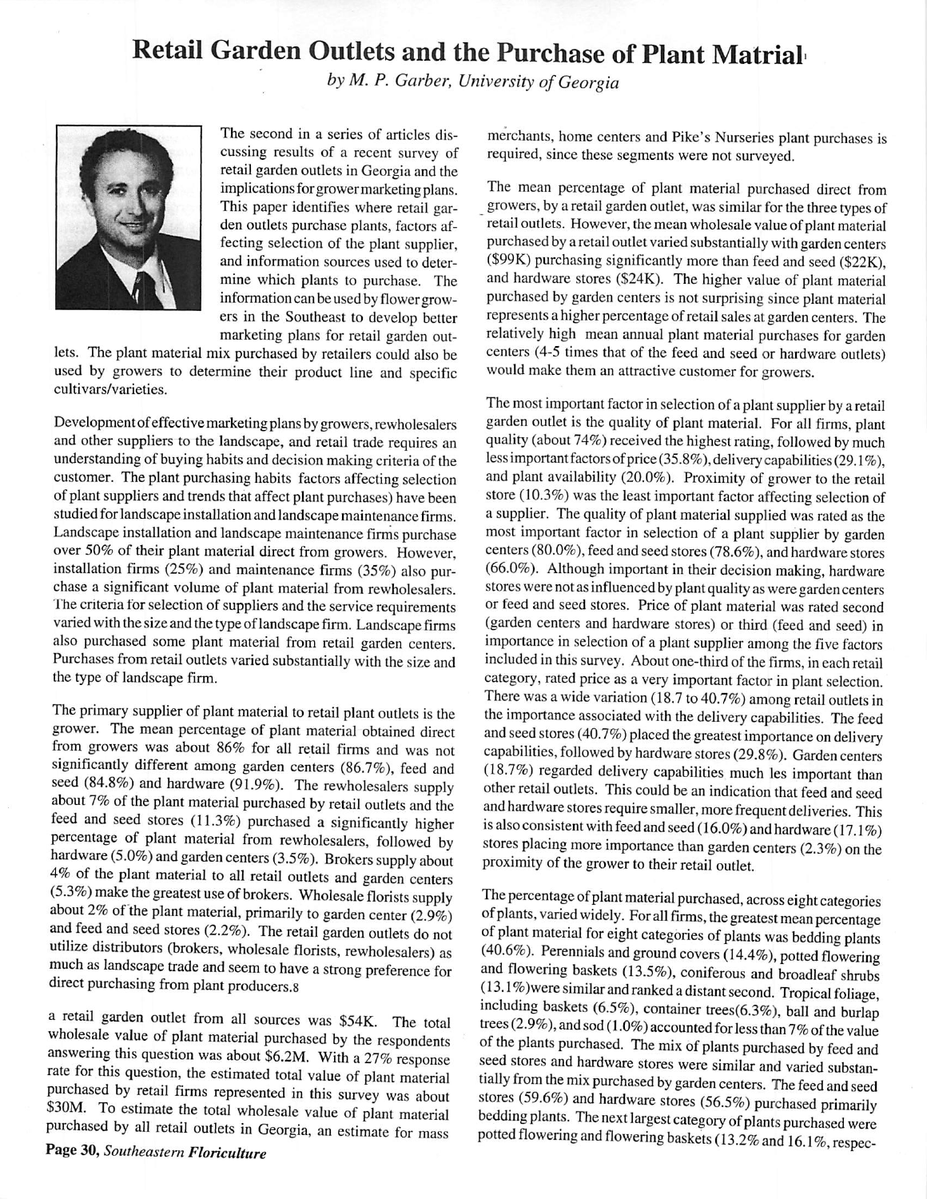# Retail Garden Outlets and the Purchase of Plant Matrial[1]

*by M. P. Garber, University of Georgia*

The second in a series of articles discussing results of a recent survey of retail garden outlets in Georgia and the implications for grower marketing plans. This paper identifies where retail garden outlets purchase plants, factors affecting selection of the plant supplier, and information sources used to determine which plants to purchase. The information can be used by flower growers in the Southeast to develop better marketing plans for retail garden outlets. The plant material mix purchased by retailers could also be used by growers to determine their product line and specific cultivars/varieties.

Development of effective marketing plans by growers, rewholesalers and other suppliers to the landscape, and retail trade requires an understanding of buying habits and decision making criteria of the customer. The plant purchasing habits factors affecting selection of plant suppliers and trends that affect plant purchases) have been studied for landscape installation and landscape maintenance firms. Landscape installation and landscape maintenance firms purchase over 50% of their plant material direct from growers. However, installation firms (25%) and maintenance firms (35%) also purchase a significant volume of plant material from rewholesalers. The criteria for selection of suppliers and the service requirements varied with the size and the type of landscape firm. Landscape firms also purchased some plant material from retail garden centers. Purchases from retail outlets varied substantially with the size and the type of landscape firm.

The primary supplier of plant material to retail plant outlets is the grower. The mean percentage of plant material obtained direct from growers was about 86% for all retail firms and was not significantly different among garden centers (86.7%), feed and seed (84.8%) and hardware (91.9%). The rewholesalers supply about 7% of the plant material purchased by retail outlets and the feed and seed stores (11.3%) purchased a significantly higher percentage of plant material from rewholesalers, followed by hardware (5.0%) and garden centers (3.5%). Brokers supply about 4% of the plant material to all retail outlets and garden centers (5.3%) make the greatest use of brokers. Wholesale florists supply about 2% of the plant material, primarily to garden center (2.9%) and feed and seed stores (2.2%). The retail garden outlets do not utilize distributors (brokers, wholesale florists, rewholesalers) as much as landscape trade and seem to have a strong preference for direct purchasing from plant producers.8

a retail garden outlet from all sources was $54K. The total wholesale value of plant material purchased by the respondents answering this question was about $6.2M. With a 27% response rate for this question, the estimated total value of plant material purchased by retail firms represented in this survey was about $30M. To estimate the total wholesale value of plant material purchased by all retail outlets in Georgia, an estimate for mass merchants, home centers and Pike's Nurseries plant purchases is required, since these segments were not surveyed.

The mean percentage of plant material purchased direct from growers, by a retail garden outlet, was similar for the three types of retail outlets. However, the mean wholesale value of plant material purchased by a retail outlet varied substantially with garden centers ($99K) purchasing significantly more than feed and seed ($22K), and hardware stores ($24K). The higher value of plant material purchased by garden centers is not surprising since plant material represents a higher percentage of retail sales at garden centers. The relatively high mean annual plant material purchases for garden centers (4-5 times that of the feed and seed or hardware outlets) would make them an attractive customer for growers.

The most important factor in selection of a plant supplier by a retail garden outlet is the quality of plant material. For all firms, plant quality (about 74%) received the highest rating, followed by much less important factors of price (35.8%), delivery capabilities (29.1%), and plant availability (20.0%). Proximity of grower to the retail store (10.3%) was the least important factor affecting selection of a supplier. The quality of plant material supplied was rated as the most important factor in selection of a plant supplier by garden centers (80.0%), feed and seed stores (78.6%), and hardware stores (66.0%). Although important in their decision making, hardware stores were not as influenced by plant quality as were garden centers or feed and seed stores. Price of plant material was rated second (garden centers and hardware stores) or third (feed and seed) in importance in selection of a plant supplier among the five factors included in this survey. About one-third of the firms, in each retail category, rated price as a very important factor in plant selection. There was a wide variation (18.7 to 40.7%) among retail outlets in the importance associated with the delivery capabilities. The feed and seed stores (40.7%) placed the greatest importance on delivery capabilities, followed by hardware stores (29.8%). Garden centers (18.7%) regarded delivery capabilities much les important than other retail outlets. This could be an indication that feed and seed and hardware stores require smaller, more frequent deliveries. This is also consistent with feed and seed (16.0%) and hardware (17.1%) stores placing more importance than garden centers (2.3%) on the proximity of the grower to their retail outlet.

The percentage of plant material purchased, across eight categories of plants, varied widely. For all firms, the greatest mean percentage of plant material for eight categories of plants was bedding plants (40.6%). Perennials and ground covers (14.4%), potted flowering and flowering baskets (13.5%), coniferous and broadleaf shrubs (13.1%) were similar and ranked a distant second. Tropical foliage, including baskets (6.5%), container trees (6.3%), ball and burlap trees (2.9%), and sod (1.0%) accounted for less than 7% of the value of the plants purchased. The mix of plants purchased by feed and seed stores and hardware stores were similar and varied substantially from the mix purchased by garden centers. The feed and seed stores (59.6%) and hardware stores (56.5%) purchased primarily bedding plants. The next largest category of plants purchased were potted flowering and flowering baskets (13.2% and 16.1%, respec-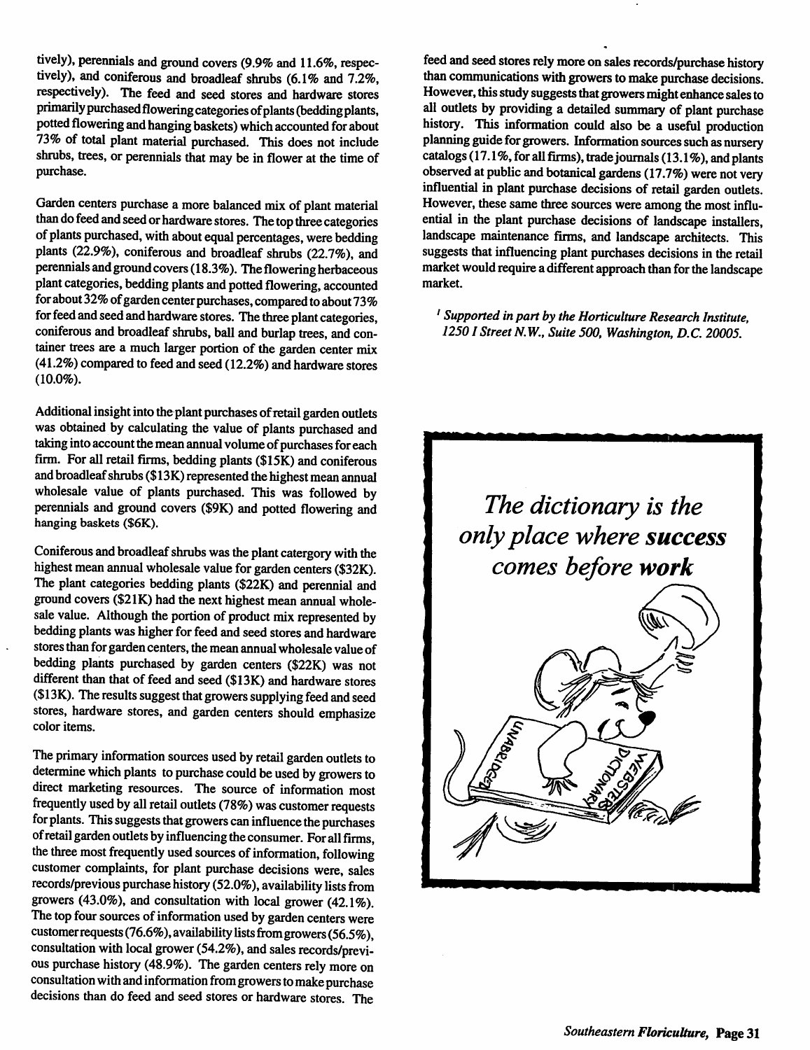tively), perennials and ground covers (9.9% and 11.6%, respectively), and coniferous and broadleaf shrubs (6.1% and 7.2%, respectively). The feed and seed stores and hardware stores primarily purchased flowering categories of plants (bedding plants, potted flowering and hanging baskets) which accounted for about 73% of total plant material purchased. This does not include shrubs, trees, or perennials that may be in flower at the time of purchase.

Garden centers purchase a more balanced mix of plant material than do feed and seed or hardware stores. The top three categories of plants purchased, with about equal percentages, were bedding plants (22.9%), coniferous and broadleaf shrubs (22.7%), and perennials and ground covers (18.3%). The flowering herbaceous plant categories, bedding plants and potted flowering, accounted for about 32% of garden center purchases, compared to about 73% for feed and seed and hardware stores. The three plant categories, coniferous and broadleaf shrubs, ball and burlap trees, and container trees are a much larger portion of the garden center mix (41.2%) compared to feed and seed (12.2%) and hardware stores (10.0%).

Additional insight into the plant purchases of retail garden outlets was obtained by calculating the value of plants purchased and taking into account the mean annual volume of purchases for each firm. For all retail firms, bedding plants ($15K) and coniferous and broadleaf shrubs ($13K) represented the highest mean annual wholesale value of plants purchased. This was followed by perennials and ground covers ($9K) and potted flowering and hanging baskets ($6K).

Coniferous and broadleaf shrubs was the plant catergory with the highest mean annual wholesale value for garden centers ($32K). The plant categories bedding plants ($22K) and perennial and ground covers ($21K) had the next highest mean annual wholesale value. Although the portion of product mix represented by bedding plants was higher for feed and seed stores and hardware stores than for garden centers, the mean annual wholesale value of bedding plants purchased by garden centers ($22K) was not different than that of feed and seed ($13K) and hardware stores ($13K). The results suggest that growers supplying feed and seed stores, hardware stores, and garden centers should emphasize color items.

The primary information sources used by retail garden outlets to determine which plants to purchase could be used by growers to direct marketing resources. The source of information most frequently used by all retail outlets (78%) was customer requests for plants. This suggests that growers can influence the purchases of retail garden outlets by influencing the consumer. For all firms, the three most frequently used sources of information, following customer complaints, for plant purchase decisions were, sales records/previous purchase history (52.0%), availability lists from growers (43.0%), and consultation with local grower (42.1%). The top four sources of information used by garden centers were customer requests (76.6%), availability lists from growers (56.5%), consultation with local grower (54.2%), and sales records/previous purchase history (48.9%). The garden centers rely more on consultation with and information from growers to make purchase decisions than do feed and seed stores or hardware stores. The feed and seed stores rely more on sales records/purchase history than communications with growers to make purchase decisions. However, this study suggests that growers might enhance sales to all outlets by providing a detailed summary of plant purchase history. This information could also be a useful production planning guide for growers. Information sources such as nursery catalogs (17.1%, for all firms), trade journals (13.1%), and plants observed at public and botanical gardens (17.7%) were not very influential in plant purchase decisions of retail garden outlets. However, these same three sources were among the most influential in the plant purchase decisions of landscape installers, landscape maintenance firms, and landscape architects. This suggests that influencing plant purchases decisions in the retail market would require a different approach than for the landscape market.

[1] *Supported in part by the Horticulture Research Institute, 1250 I Street N.W., Suite 500, Washington, D.C. 20005.*

*The dictionary is the only place where **success** comes before **work***